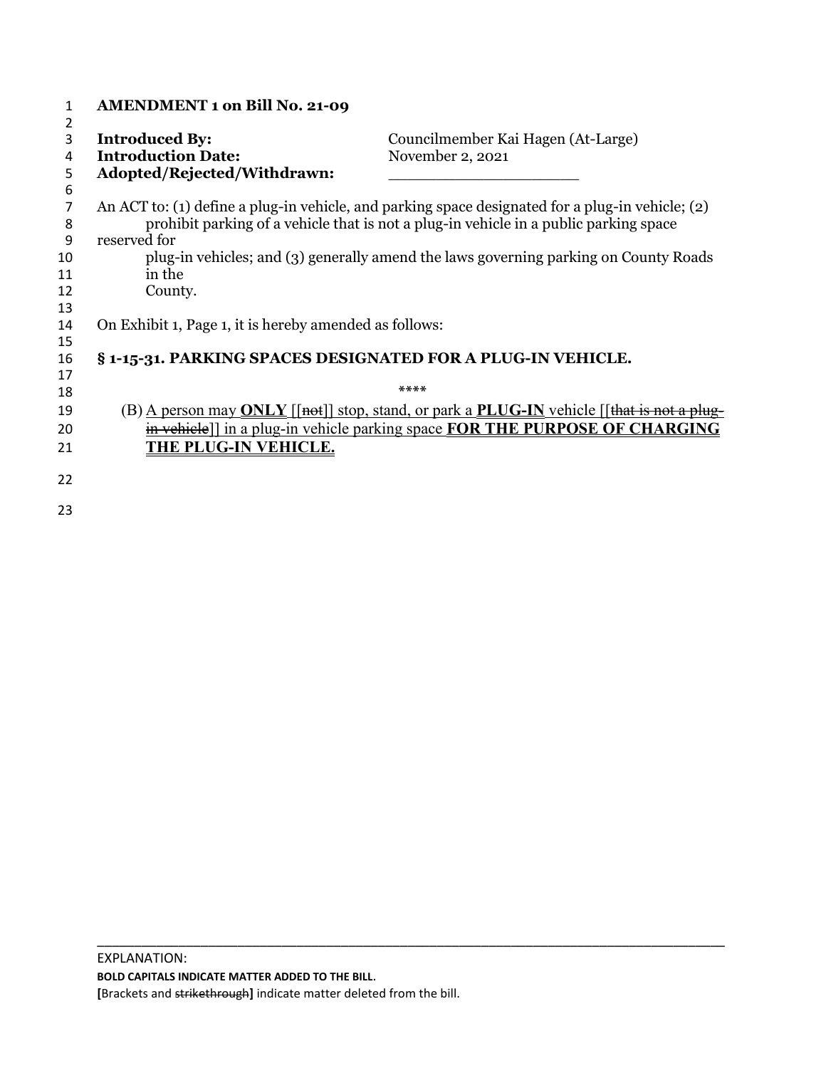**AMENDMENT 1 on Bill No. 21-09**

**Introduced By:** Councilmember Kai Hagen (At-Large)
**Introduction Date:** November 2, 2021
**Adopted/Rejected/Withdrawn:** ____________________

An ACT to: (1) define a plug-in vehicle, and parking space designated for a plug-in vehicle; (2) prohibit parking of a vehicle that is not a plug-in vehicle in a public parking space reserved for plug-in vehicles; and (3) generally amend the laws governing parking on County Roads in the County.

On Exhibit 1, Page 1, it is hereby amended as follows:

**§ 1-15-31. PARKING SPACES DESIGNATED FOR A PLUG-IN VEHICLE.**

\*\*\*\*

(B) A person may **ONLY** [[~~not~~]] stop, stand, or park a **PLUG-IN** vehicle [[~~that is not a plug-in vehicle~~]] in a plug-in vehicle parking space **FOR THE PURPOSE OF CHARGING THE PLUG-IN VEHICLE.**

---

EXPLANATION:
**BOLD CAPITALS INDICATE MATTER ADDED TO THE BILL.**
**[**Brackets and ~~strikethrough~~**]** indicate matter deleted from the bill.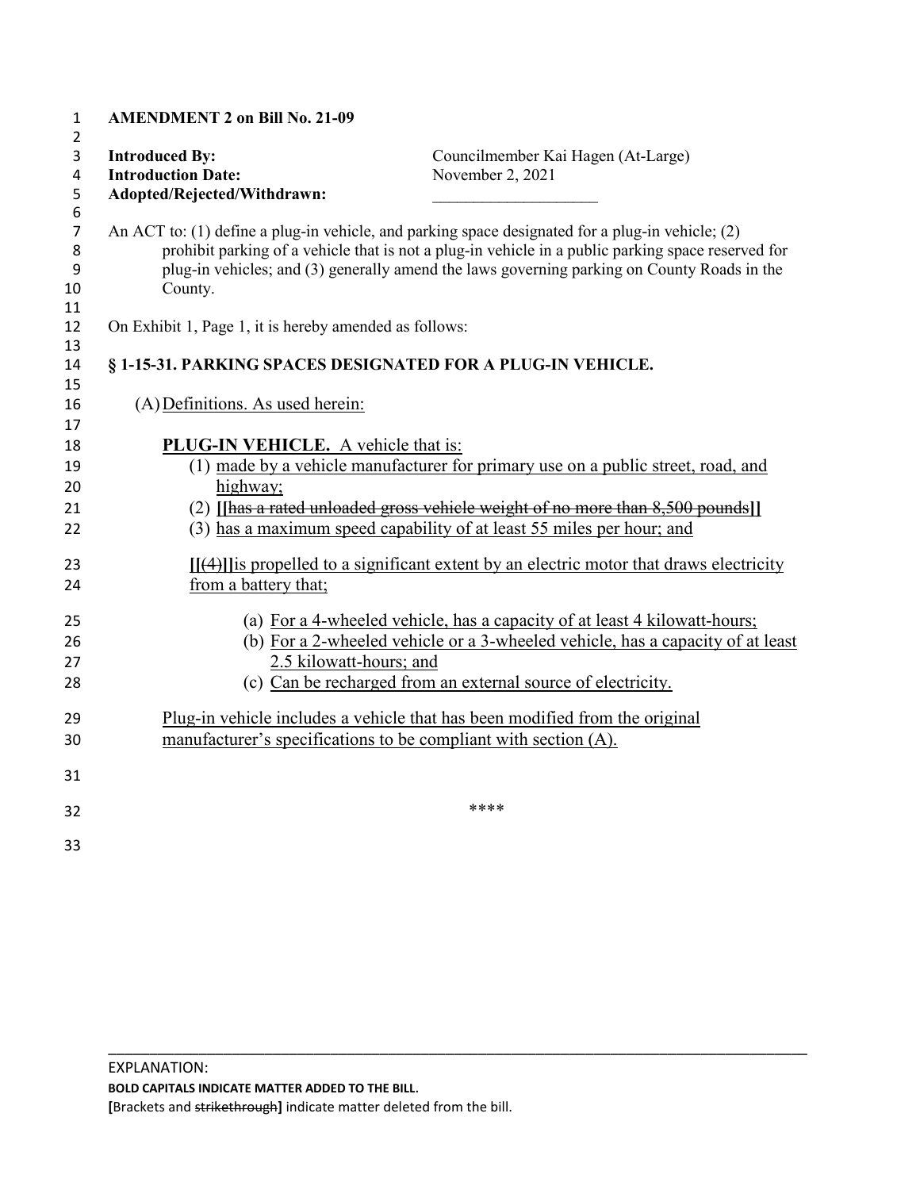**AMENDMENT 2 on Bill No. 21-09**

**Introduced By:** Councilmember Kai Hagen (At-Large)
**Introduction Date:** November 2, 2021
**Adopted/Rejected/Withdrawn:** ____________________

An ACT to: (1) define a plug-in vehicle, and parking space designated for a plug-in vehicle; (2) prohibit parking of a vehicle that is not a plug-in vehicle in a public parking space reserved for plug-in vehicles; and (3) generally amend the laws governing parking on County Roads in the County.

On Exhibit 1, Page 1, it is hereby amended as follows:

**§ 1-15-31. PARKING SPACES DESIGNATED FOR A PLUG-IN VEHICLE.**

(A) Definitions. As used herein:

**PLUG-IN VEHICLE.** A vehicle that is:

(1) made by a vehicle manufacturer for primary use on a public street, road, and highway;

(2) **[[**~~has a rated unloaded gross vehicle weight of no more than 8,500 pounds~~**]]**

(3) has a maximum speed capability of at least 55 miles per hour; and

**[[**~~(4)~~**]]**is propelled to a significant extent by an electric motor that draws electricity from a battery that;

(a) For a 4-wheeled vehicle, has a capacity of at least 4 kilowatt-hours;

(b) For a 2-wheeled vehicle or a 3-wheeled vehicle, has a capacity of at least 2.5 kilowatt-hours; and

(c) Can be recharged from an external source of electricity.

Plug-in vehicle includes a vehicle that has been modified from the original manufacturer's specifications to be compliant with section (A).

\*\*\*\*

---

EXPLANATION:

**BOLD CAPITALS INDICATE MATTER ADDED TO THE BILL.**

**[**Brackets and ~~strikethrough~~**]** indicate matter deleted from the bill.